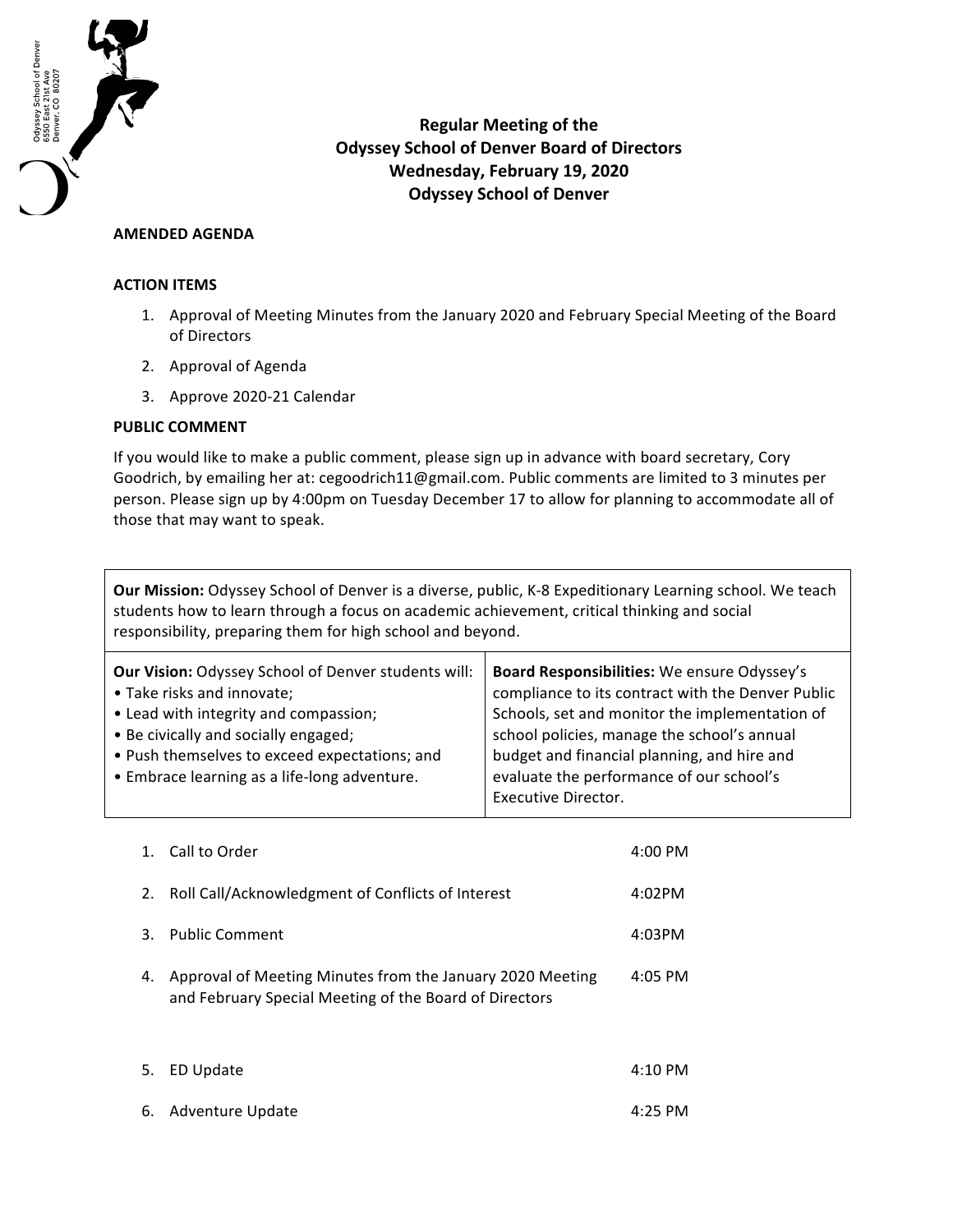Odyssey School of Denver
6550 East 21st Ave
Denver, CO 80207

# Regular Meeting of the Odyssey School of Denver Board of Directors
## Wednesday, February 19, 2020
## Odyssey School of Denver

**AMENDED AGENDA**

**ACTION ITEMS**

1. Approval of Meeting Minutes from the January 2020 and February Special Meeting of the Board of Directors
2. Approval of Agenda
3. Approve 2020-21 Calendar

**PUBLIC COMMENT**

If you would like to make a public comment, please sign up in advance with board secretary, Cory Goodrich, by emailing her at: cegoodrich11@gmail.com. Public comments are limited to 3 minutes per person. Please sign up by 4:00pm on Tuesday December 17 to allow for planning to accommodate all of those that may want to speak.

**Our Mission:** Odyssey School of Denver is a diverse, public, K-8 Expeditionary Learning school. We teach students how to learn through a focus on academic achievement, critical thinking and social responsibility, preparing them for high school and beyond.

**Our Vision:** Odyssey School of Denver students will:
- Take risks and innovate;
- Lead with integrity and compassion;
- Be civically and socially engaged;
- Push themselves to exceed expectations; and
- Embrace learning as a life-long adventure.

**Board Responsibilities:** We ensure Odyssey's compliance to its contract with the Denver Public Schools, set and monitor the implementation of school policies, manage the school's annual budget and financial planning, and hire and evaluate the performance of our school's Executive Director.

| | Item | Time |
|---|---|---|
| 1. | Call to Order | 4:00 PM |
| 2. | Roll Call/Acknowledgment of Conflicts of Interest | 4:02PM |
| 3. | Public Comment | 4:03PM |
| 4. | Approval of Meeting Minutes from the January 2020 Meeting and February Special Meeting of the Board of Directors | 4:05 PM |
| 5. | ED Update | 4:10 PM |
| 6. | Adventure Update | 4:25 PM |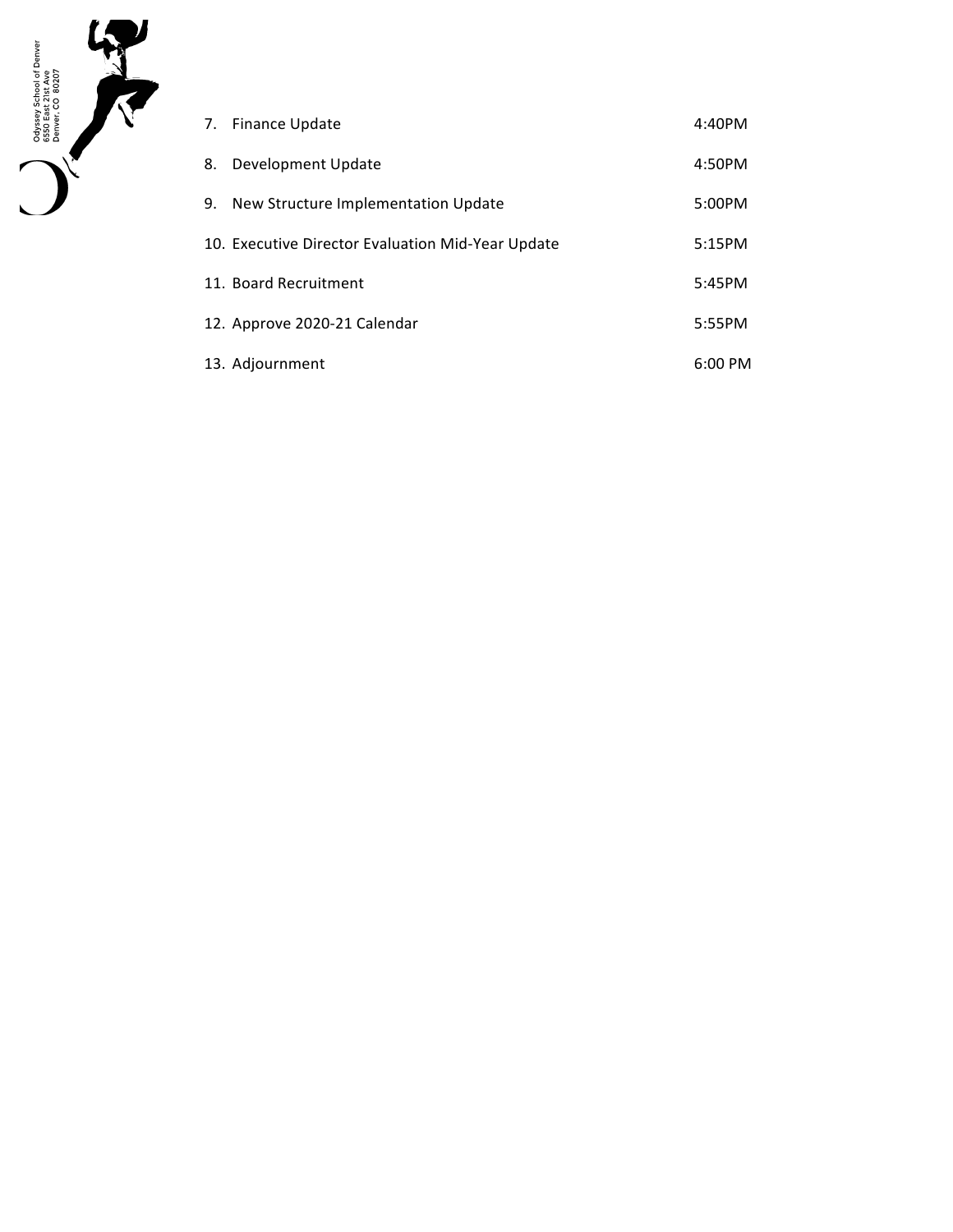7. Finance Update 4:40PM
8. Development Update 4:50PM
9. New Structure Implementation Update 5:00PM
10. Executive Director Evaluation Mid-Year Update 5:15PM
11. Board Recruitment 5:45PM
12. Approve 2020-21 Calendar 5:55PM
13. Adjournment 6:00 PM